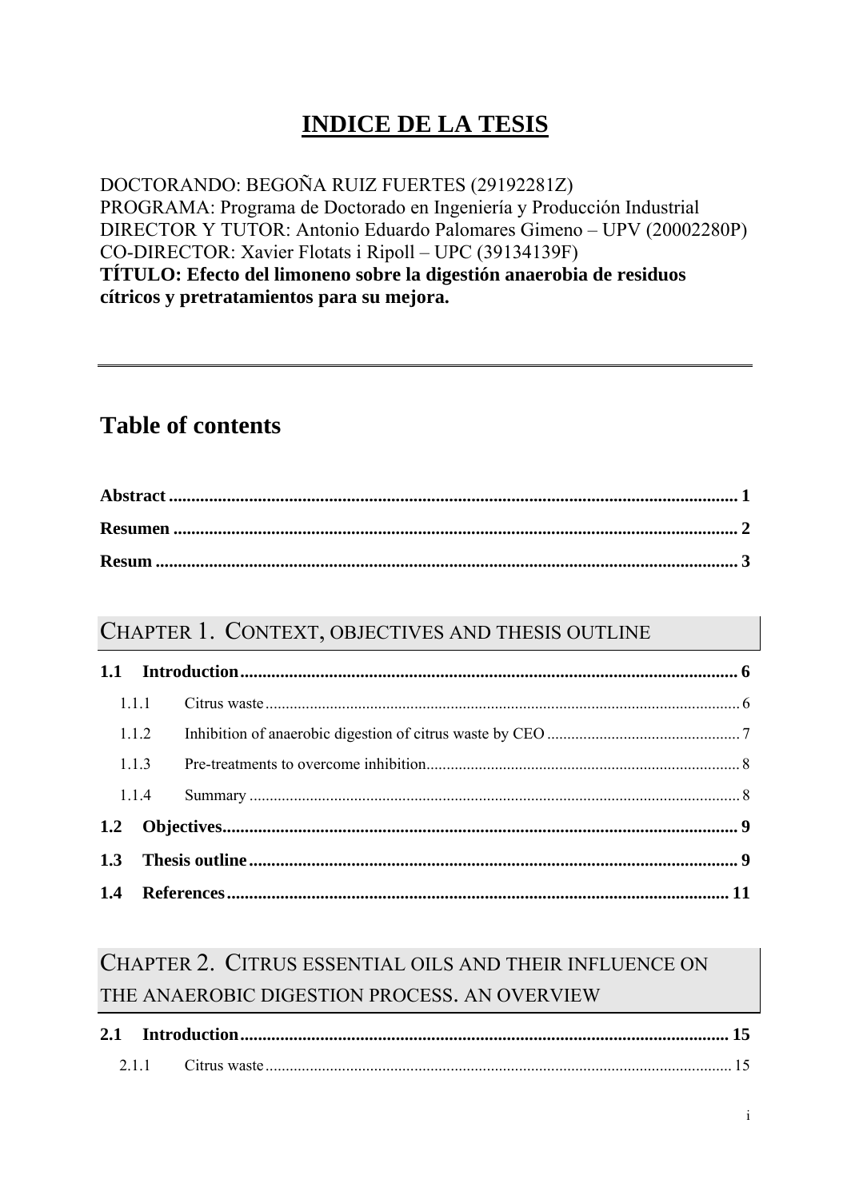# INDICE DE LA TESIS

DOCTORANDO: BEGOÑA RUIZ FUERTES (29192281Z)
PROGRAMA: Programa de Doctorado en Ingeniería y Producción Industrial
DIRECTOR Y TUTOR: Antonio Eduardo Palomares Gimeno – UPV (20002280P)
CO-DIRECTOR: Xavier Flotats i Ripoll – UPC (39134139F)
**TÍTULO: Efecto del limoneno sobre la digestión anaerobia de residuos cítricos y pretratamientos para su mejora.**

---

## Table of contents

**Abstract** ........ **1**

**Resumen** ........ **2**

**Resum** ........ **3**

### CHAPTER 1. CONTEXT, OBJECTIVES AND THESIS OUTLINE

**1.1 Introduction** ........ **6**

- 1.1.1 Citrus waste ........ 6
- 1.1.2 Inhibition of anaerobic digestion of citrus waste by CEO ........ 7
- 1.1.3 Pre-treatments to overcome inhibition ........ 8
- 1.1.4 Summary ........ 8

**1.2 Objectives** ........ **9**

**1.3 Thesis outline** ........ **9**

**1.4 References** ........ **11**

### CHAPTER 2. CITRUS ESSENTIAL OILS AND THEIR INFLUENCE ON THE ANAEROBIC DIGESTION PROCESS. AN OVERVIEW

**2.1 Introduction** ........ **15**

- 2.1.1 Citrus waste ........ 15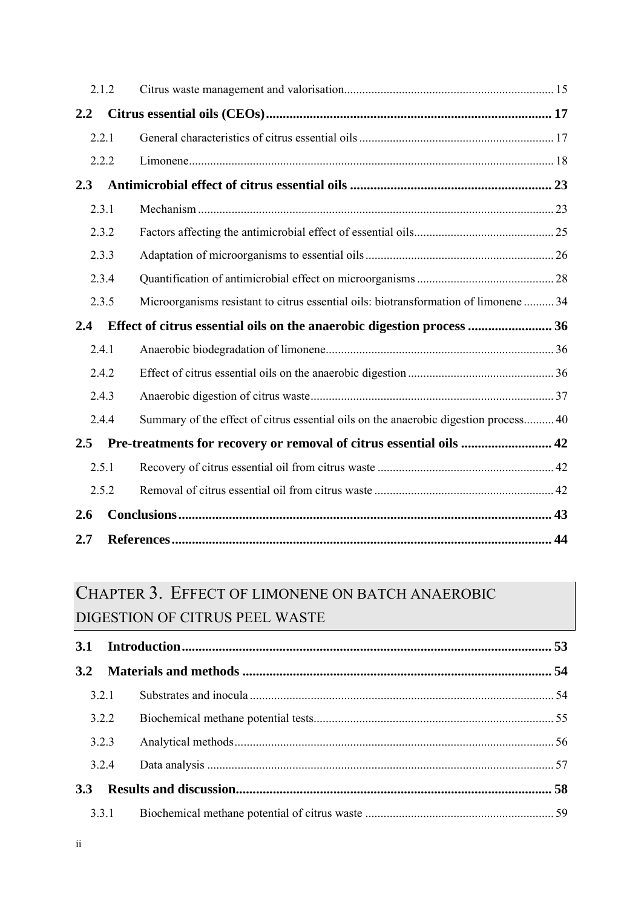2.1.2 Citrus waste management and valorisation .................... 15

**2.2 Citrus essential oils (CEOs) .................... 17**

2.2.1 General characteristics of citrus essential oils .................... 17

2.2.2 Limonene .................... 18

**2.3 Antimicrobial effect of citrus essential oils .................... 23**

2.3.1 Mechanism .................... 23

2.3.2 Factors affecting the antimicrobial effect of essential oils .................... 25

2.3.3 Adaptation of microorganisms to essential oils .................... 26

2.3.4 Quantification of antimicrobial effect on microorganisms .................... 28

2.3.5 Microorganisms resistant to citrus essential oils: biotransformation of limonene .................... 34

**2.4 Effect of citrus essential oils on the anaerobic digestion process .................... 36**

2.4.1 Anaerobic biodegradation of limonene .................... 36

2.4.2 Effect of citrus essential oils on the anaerobic digestion .................... 36

2.4.3 Anaerobic digestion of citrus waste .................... 37

2.4.4 Summary of the effect of citrus essential oils on the anaerobic digestion process .................... 40

**2.5 Pre-treatments for recovery or removal of citrus essential oils .................... 42**

2.5.1 Recovery of citrus essential oil from citrus waste .................... 42

2.5.2 Removal of citrus essential oil from citrus waste .................... 42

**2.6 Conclusions .................... 43**

**2.7 References .................... 44**

## CHAPTER 3. EFFECT OF LIMONENE ON BATCH ANAEROBIC DIGESTION OF CITRUS PEEL WASTE

**3.1 Introduction .................... 53**

**3.2 Materials and methods .................... 54**

3.2.1 Substrates and inocula .................... 54

3.2.2 Biochemical methane potential tests .................... 55

3.2.3 Analytical methods .................... 56

3.2.4 Data analysis .................... 57

**3.3 Results and discussion .................... 58**

3.3.1 Biochemical methane potential of citrus waste .................... 59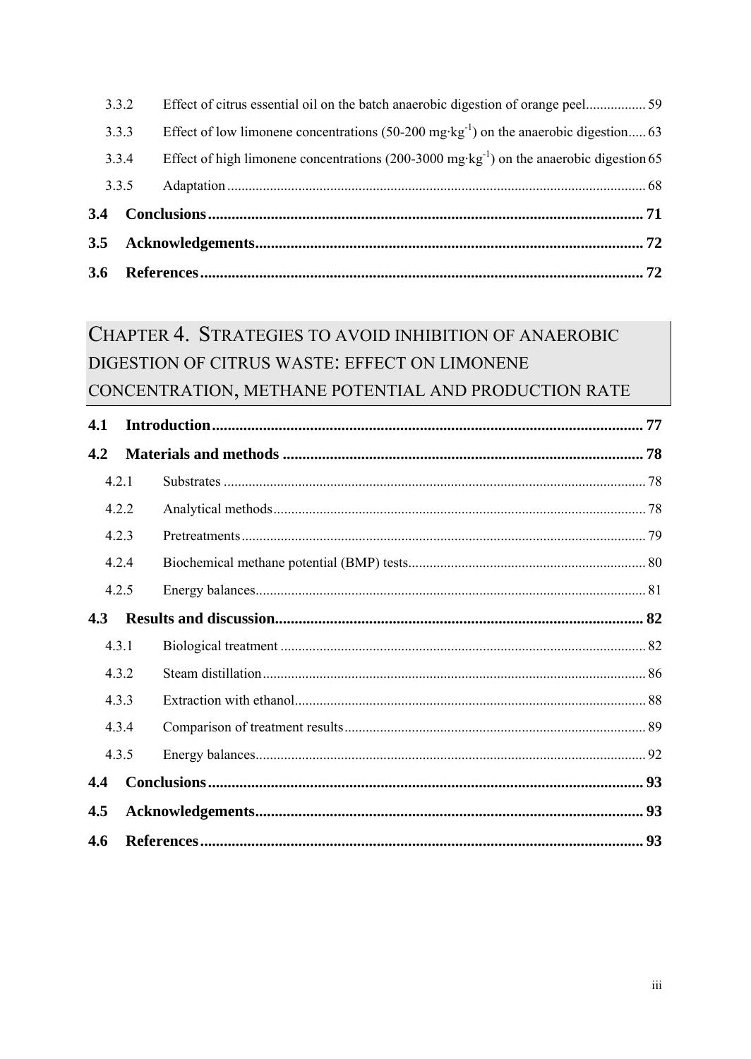3.3.2 Effect of citrus essential oil on the batch anaerobic digestion of orange peel................. 59

3.3.3 Effect of low limonene concentrations (50-200 $mg \cdot kg^{-1}$) on the anaerobic digestion..... 63

3.3.4 Effect of high limonene concentrations (200-3000 $mg \cdot kg^{-1}$) on the anaerobic digestion 65

3.3.5 Adaptation .................................................................................................................... 68

**3.4 Conclusions ............................................................................................................... 71**

**3.5 Acknowledgements .................................................................................................... 72**

**3.6 References .................................................................................................................. 72**

## CHAPTER 4. STRATEGIES TO AVOID INHIBITION OF ANAEROBIC DIGESTION OF CITRUS WASTE: EFFECT ON LIMONENE CONCENTRATION, METHANE POTENTIAL AND PRODUCTION RATE

**4.1 Introduction ............................................................................................................... 77**

**4.2 Materials and methods ............................................................................................. 78**

4.2.1 Substrates ...................................................................................................................... 78

4.2.2 Analytical methods ........................................................................................................ 78

4.2.3 Pretreatments ................................................................................................................. 79

4.2.4 Biochemical methane potential (BMP) tests .................................................................. 80

4.2.5 Energy balances ............................................................................................................. 81

**4.3 Results and discussion ............................................................................................... 82**

4.3.1 Biological treatment ...................................................................................................... 82

4.3.2 Steam distillation ........................................................................................................... 86

4.3.3 Extraction with ethanol .................................................................................................. 88

4.3.4 Comparison of treatment results .................................................................................... 89

4.3.5 Energy balances ............................................................................................................. 92

**4.4 Conclusions ............................................................................................................... 93**

**4.5 Acknowledgements .................................................................................................... 93**

**4.6 References .................................................................................................................. 93**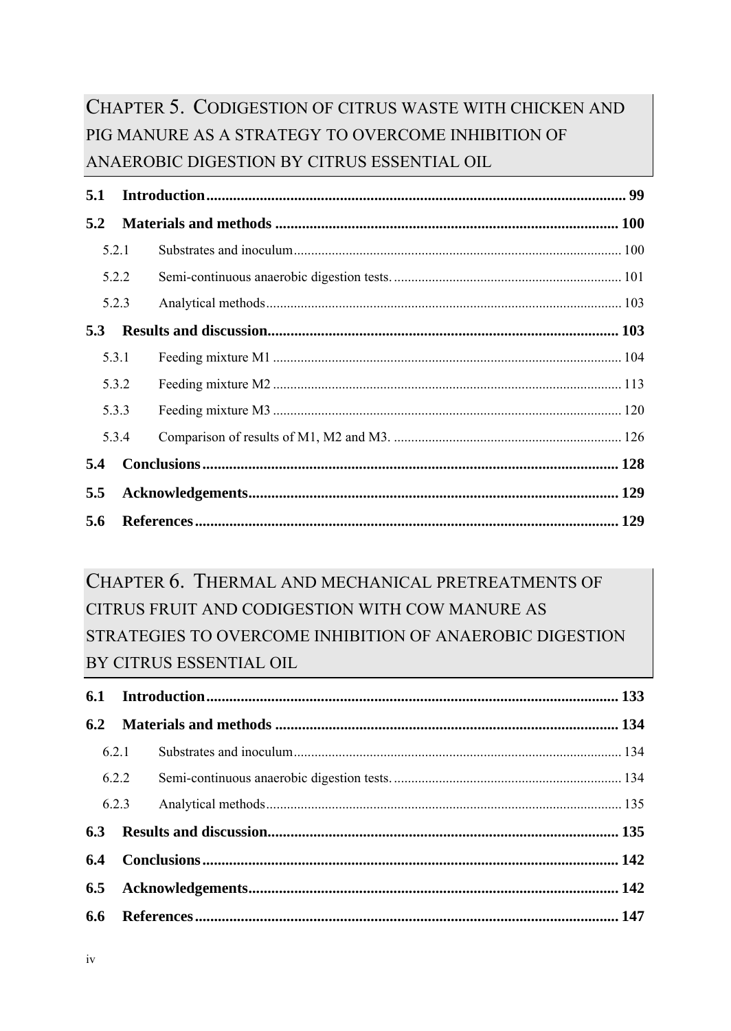## Chapter 5. Codigestion of citrus waste with chicken and pig manure as a strategy to overcome inhibition of anaerobic digestion by citrus essential oil

**5.1 Introduction** ........ **99**

**5.2 Materials and methods** ........ **100**

- 5.2.1 Substrates and inoculum ........ 100
- 5.2.2 Semi-continuous anaerobic digestion tests. ........ 101
- 5.2.3 Analytical methods ........ 103

**5.3 Results and discussion** ........ **103**

- 5.3.1 Feeding mixture M1 ........ 104
- 5.3.2 Feeding mixture M2 ........ 113
- 5.3.3 Feeding mixture M3 ........ 120
- 5.3.4 Comparison of results of M1, M2 and M3. ........ 126

**5.4 Conclusions** ........ **128**

**5.5 Acknowledgements** ........ **129**

**5.6 References** ........ **129**

## Chapter 6. Thermal and mechanical pretreatments of citrus fruit and codigestion with cow manure as strategies to overcome inhibition of anaerobic digestion by citrus essential oil

**6.1 Introduction** ........ **133**

**6.2 Materials and methods** ........ **134**

- 6.2.1 Substrates and inoculum ........ 134
- 6.2.2 Semi-continuous anaerobic digestion tests. ........ 134
- 6.2.3 Analytical methods ........ 135

**6.3 Results and discussion** ........ **135**

**6.4 Conclusions** ........ **142**

**6.5 Acknowledgements** ........ **142**

**6.6 References** ........ **147**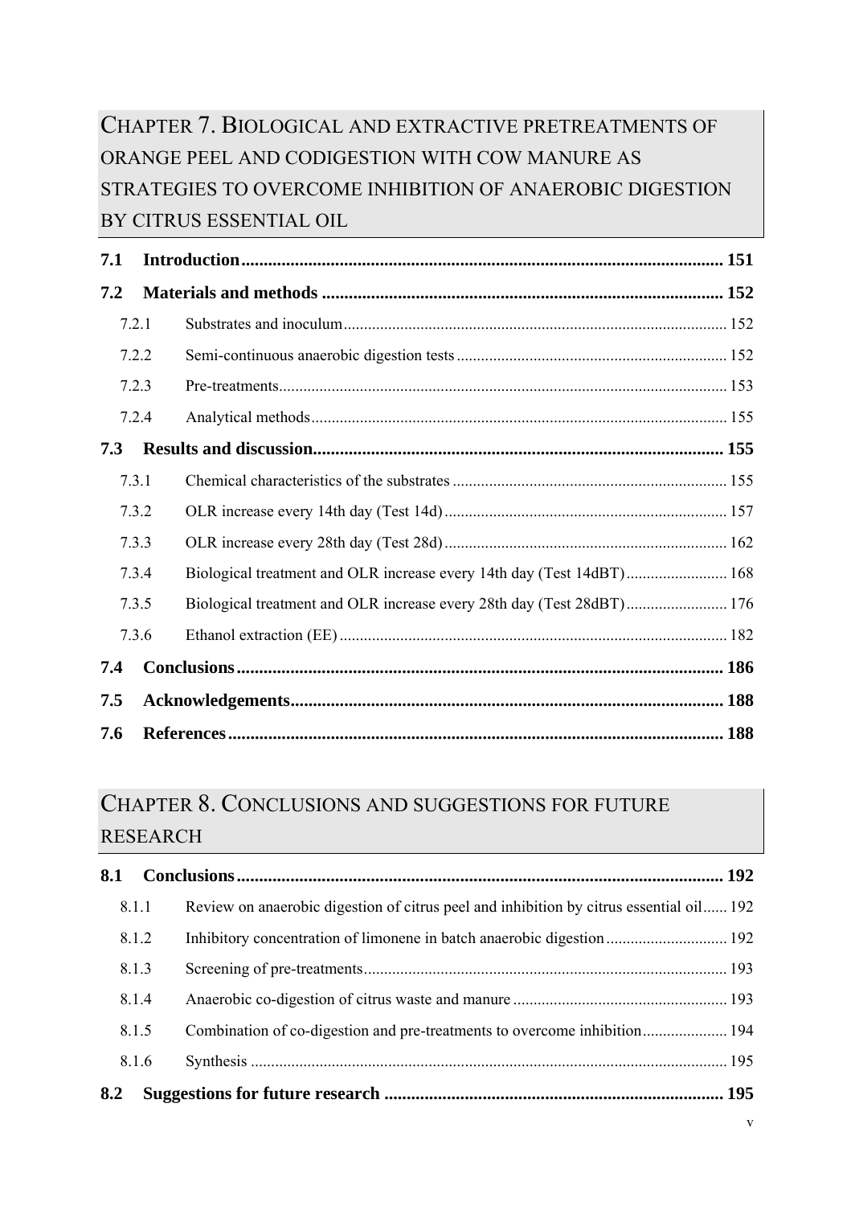# Chapter 7. Biological and extractive pretreatments of orange peel and codigestion with cow manure as strategies to overcome inhibition of anaerobic digestion by citrus essential oil

| | | |
|---|---|---|
| **7.1** | **Introduction** | **151** |
| **7.2** | **Materials and methods** | **152** |
| 7.2.1 | Substrates and inoculum | 152 |
| 7.2.2 | Semi-continuous anaerobic digestion tests | 152 |
| 7.2.3 | Pre-treatments | 153 |
| 7.2.4 | Analytical methods | 155 |
| **7.3** | **Results and discussion** | **155** |
| 7.3.1 | Chemical characteristics of the substrates | 155 |
| 7.3.2 | OLR increase every 14th day (Test 14d) | 157 |
| 7.3.3 | OLR increase every 28th day (Test 28d) | 162 |
| 7.3.4 | Biological treatment and OLR increase every 14th day (Test 14dBT) | 168 |
| 7.3.5 | Biological treatment and OLR increase every 28th day (Test 28dBT) | 176 |
| 7.3.6 | Ethanol extraction (EE) | 182 |
| **7.4** | **Conclusions** | **186** |
| **7.5** | **Acknowledgements** | **188** |
| **7.6** | **References** | **188** |

# Chapter 8. Conclusions and suggestions for future research

| | | |
|---|---|---|
| **8.1** | **Conclusions** | **192** |
| 8.1.1 | Review on anaerobic digestion of citrus peel and inhibition by citrus essential oil | 192 |
| 8.1.2 | Inhibitory concentration of limonene in batch anaerobic digestion | 192 |
| 8.1.3 | Screening of pre-treatments | 193 |
| 8.1.4 | Anaerobic co-digestion of citrus waste and manure | 193 |
| 8.1.5 | Combination of co-digestion and pre-treatments to overcome inhibition | 194 |
| 8.1.6 | Synthesis | 195 |
| **8.2** | **Suggestions for future research** | **195** |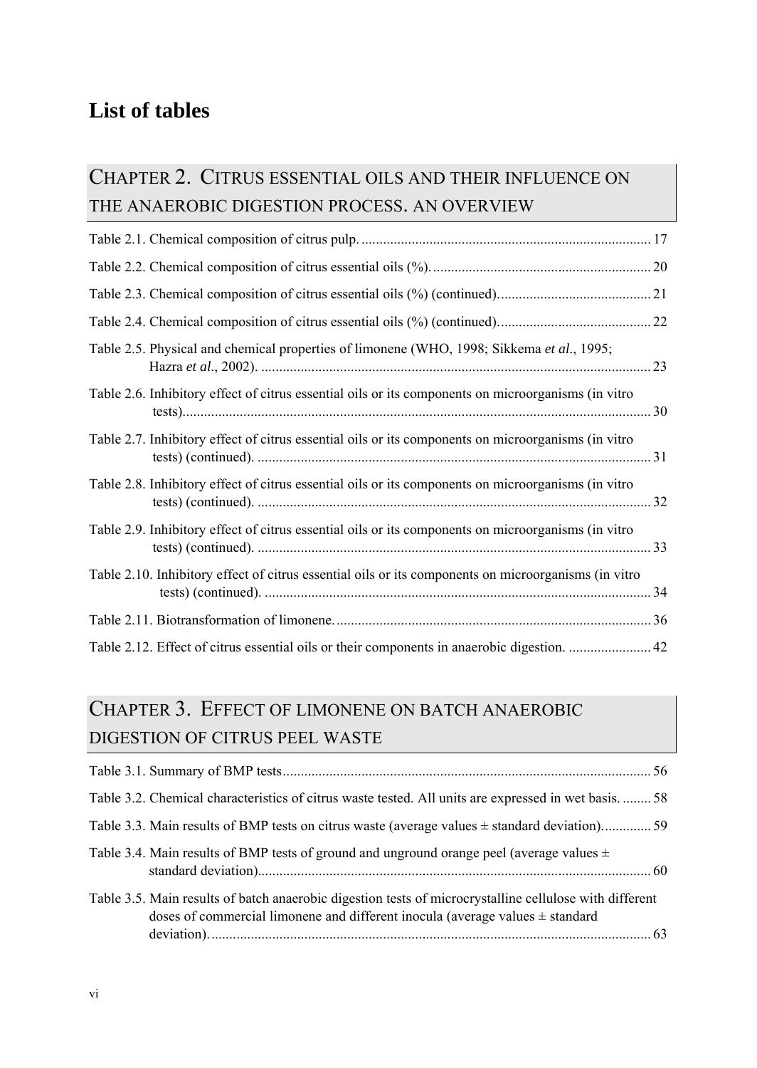# List of tables

## Chapter 2. Citrus essential oils and their influence on the anaerobic digestion process. An overview

Table 2.1. Chemical composition of citrus pulp. ........ 17

Table 2.2. Chemical composition of citrus essential oils (%). ........ 20

Table 2.3. Chemical composition of citrus essential oils (%) (continued). ........ 21

Table 2.4. Chemical composition of citrus essential oils (%) (continued). ........ 22

Table 2.5. Physical and chemical properties of limonene (WHO, 1998; Sikkema *et al*., 1995; Hazra *et al*., 2002). ........ 23

Table 2.6. Inhibitory effect of citrus essential oils or its components on microorganisms (in vitro tests). ........ 30

Table 2.7. Inhibitory effect of citrus essential oils or its components on microorganisms (in vitro tests) (continued). ........ 31

Table 2.8. Inhibitory effect of citrus essential oils or its components on microorganisms (in vitro tests) (continued). ........ 32

Table 2.9. Inhibitory effect of citrus essential oils or its components on microorganisms (in vitro tests) (continued). ........ 33

Table 2.10. Inhibitory effect of citrus essential oils or its components on microorganisms (in vitro tests) (continued). ........ 34

Table 2.11. Biotransformation of limonene. ........ 36

Table 2.12. Effect of citrus essential oils or their components in anaerobic digestion. ........ 42

## Chapter 3. Effect of limonene on batch anaerobic digestion of citrus peel waste

Table 3.1. Summary of BMP tests ........ 56

Table 3.2. Chemical characteristics of citrus waste tested. All units are expressed in wet basis. ........ 58

Table 3.3. Main results of BMP tests on citrus waste (average values ± standard deviation). ........ 59

Table 3.4. Main results of BMP tests of ground and unground orange peel (average values ± standard deviation). ........ 60

Table 3.5. Main results of batch anaerobic digestion tests of microcrystalline cellulose with different doses of commercial limonene and different inocula (average values ± standard deviation). ........ 63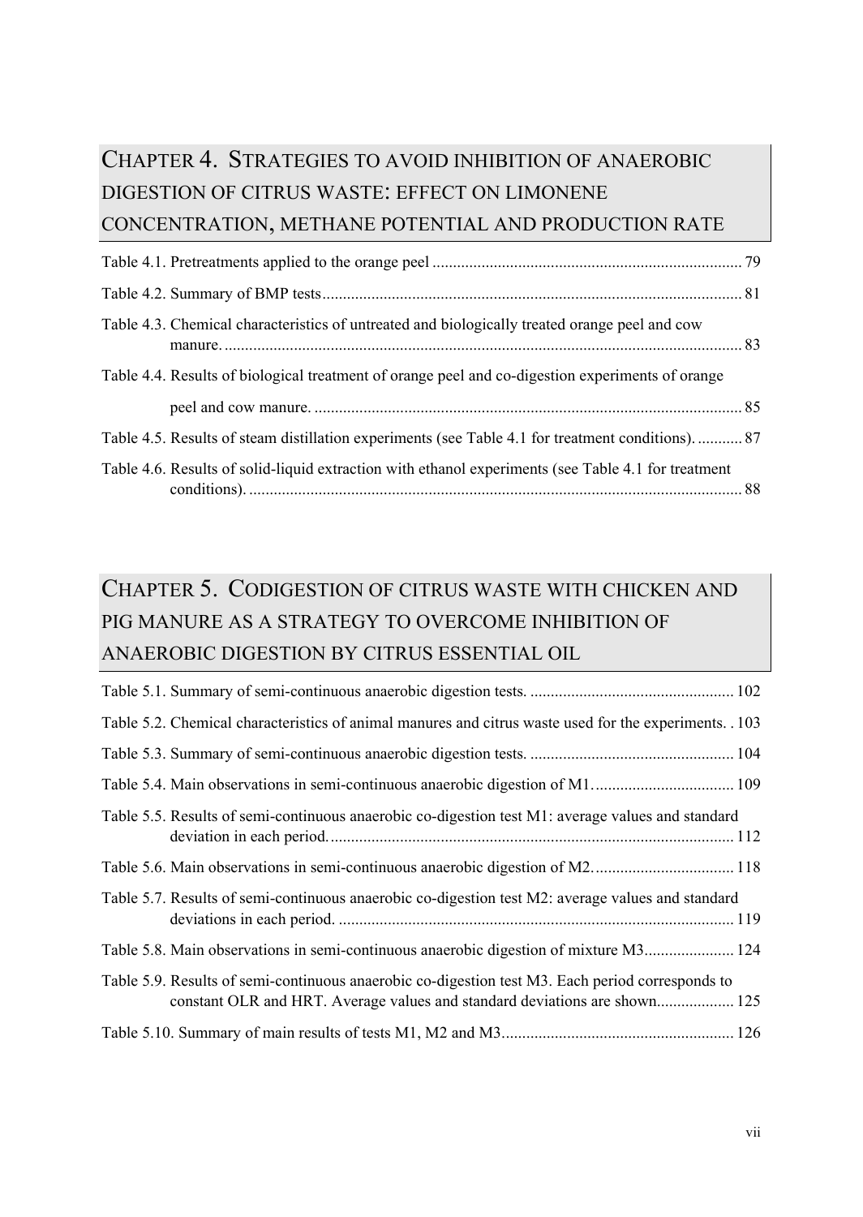## CHAPTER 4. STRATEGIES TO AVOID INHIBITION OF ANAEROBIC DIGESTION OF CITRUS WASTE: EFFECT ON LIMONENE CONCENTRATION, METHANE POTENTIAL AND PRODUCTION RATE

Table 4.1. Pretreatments applied to the orange peel ........................................................................... 79

Table 4.2. Summary of BMP tests...................................................................................................... 81

Table 4.3. Chemical characteristics of untreated and biologically treated orange peel and cow manure. .............................................................................................................................. 83

Table 4.4. Results of biological treatment of orange peel and co-digestion experiments of orange peel and cow manure. ........................................................................................................ 85

Table 4.5. Results of steam distillation experiments (see Table 4.1 for treatment conditions). ........... 87

Table 4.6. Results of solid-liquid extraction with ethanol experiments (see Table 4.1 for treatment conditions). ........................................................................................................................ 88

## CHAPTER 5. CODIGESTION OF CITRUS WASTE WITH CHICKEN AND PIG MANURE AS A STRATEGY TO OVERCOME INHIBITION OF ANAEROBIC DIGESTION BY CITRUS ESSENTIAL OIL

Table 5.1. Summary of semi-continuous anaerobic digestion tests. ................................................. 102

Table 5.2. Chemical characteristics of animal manures and citrus waste used for the experiments. . 103

Table 5.3. Summary of semi-continuous anaerobic digestion tests. ................................................. 104

Table 5.4. Main observations in semi-continuous anaerobic digestion of M1.................................. 109

Table 5.5. Results of semi-continuous anaerobic co-digestion test M1: average values and standard deviation in each period.................................................................................................. 112

Table 5.6. Main observations in semi-continuous anaerobic digestion of M2.................................. 118

Table 5.7. Results of semi-continuous anaerobic co-digestion test M2: average values and standard deviations in each period. ................................................................................................ 119

Table 5.8. Main observations in semi-continuous anaerobic digestion of mixture M3...................... 124

Table 5.9. Results of semi-continuous anaerobic co-digestion test M3. Each period corresponds to constant OLR and HRT. Average values and standard deviations are shown................... 125

Table 5.10. Summary of main results of tests M1, M2 and M3........................................................ 126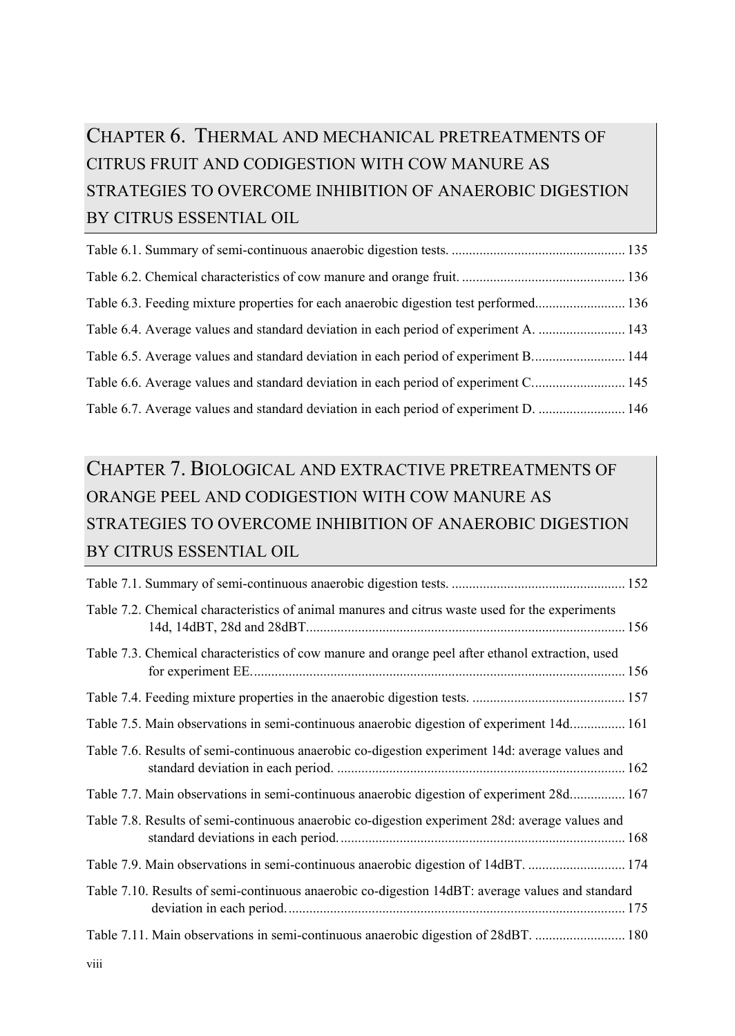## CHAPTER 6. THERMAL AND MECHANICAL PRETREATMENTS OF CITRUS FRUIT AND CODIGESTION WITH COW MANURE AS STRATEGIES TO OVERCOME INHIBITION OF ANAEROBIC DIGESTION BY CITRUS ESSENTIAL OIL

Table 6.1. Summary of semi-continuous anaerobic digestion tests. .................................................. 135

Table 6.2. Chemical characteristics of cow manure and orange fruit. ............................................... 136

Table 6.3. Feeding mixture properties for each anaerobic digestion test performed.......................... 136

Table 6.4. Average values and standard deviation in each period of experiment A. ......................... 143

Table 6.5. Average values and standard deviation in each period of experiment B........................... 144

Table 6.6. Average values and standard deviation in each period of experiment C........................... 145

Table 6.7. Average values and standard deviation in each period of experiment D. ......................... 146

## CHAPTER 7. BIOLOGICAL AND EXTRACTIVE PRETREATMENTS OF ORANGE PEEL AND CODIGESTION WITH COW MANURE AS STRATEGIES TO OVERCOME INHIBITION OF ANAEROBIC DIGESTION BY CITRUS ESSENTIAL OIL

Table 7.1. Summary of semi-continuous anaerobic digestion tests. .................................................. 152

Table 7.2. Chemical characteristics of animal manures and citrus waste used for the experiments 14d, 14dBT, 28d and 28dBT........................................................................................... 156

Table 7.3. Chemical characteristics of cow manure and orange peel after ethanol extraction, used for experiment EE........................................................................................................... 156

Table 7.4. Feeding mixture properties in the anaerobic digestion tests. ............................................ 157

Table 7.5. Main observations in semi-continuous anaerobic digestion of experiment 14d................ 161

Table 7.6. Results of semi-continuous anaerobic co-digestion experiment 14d: average values and standard deviation in each period. ................................................................................... 162

Table 7.7. Main observations in semi-continuous anaerobic digestion of experiment 28d................ 167

Table 7.8. Results of semi-continuous anaerobic co-digestion experiment 28d: average values and standard deviations in each period.................................................................................. 168

Table 7.9. Main observations in semi-continuous anaerobic digestion of 14dBT. ............................ 174

Table 7.10. Results of semi-continuous anaerobic co-digestion 14dBT: average values and standard deviation in each period................................................................................................. 175

Table 7.11. Main observations in semi-continuous anaerobic digestion of 28dBT. .......................... 180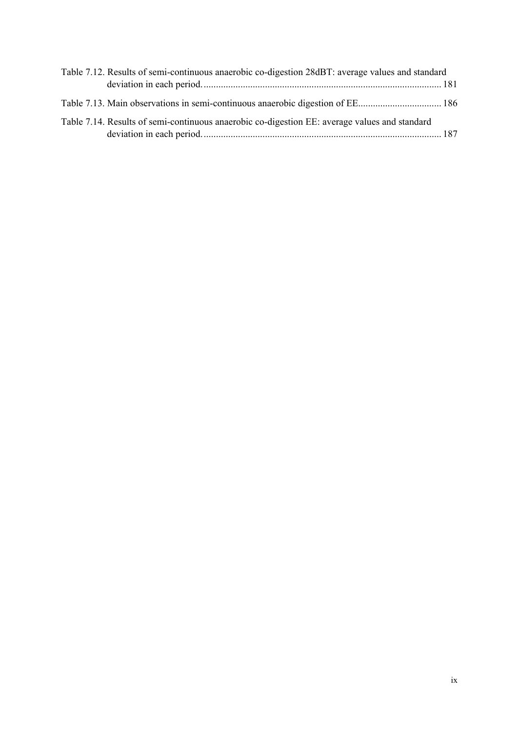Table 7.12. Results of semi-continuous anaerobic co-digestion 28dBT: average values and standard deviation in each period. ..... 181

Table 7.13. Main observations in semi-continuous anaerobic digestion of EE ..... 186

Table 7.14. Results of semi-continuous anaerobic co-digestion EE: average values and standard deviation in each period. ..... 187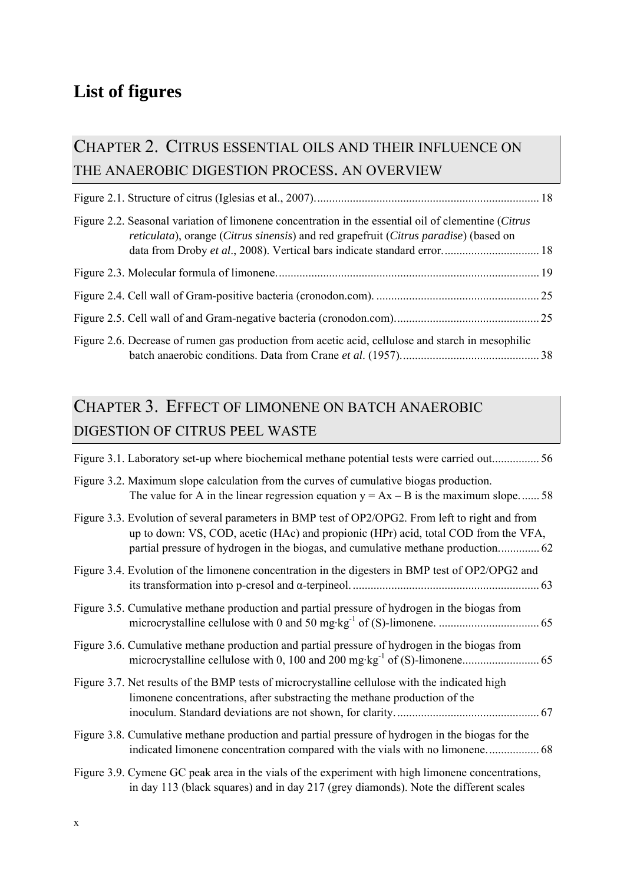# List of figures

## Chapter 2. Citrus essential oils and their influence on the anaerobic digestion process. An overview

Figure 2.1. Structure of citrus (Iglesias et al., 2007). 18

Figure 2.2. Seasonal variation of limonene concentration in the essential oil of clementine (*Citrus reticulata*), orange (*Citrus sinensis*) and red grapefruit (*Citrus paradise*) (based on data from Droby *et al*., 2008). Vertical bars indicate standard error. 18

Figure 2.3. Molecular formula of limonene. 19

Figure 2.4. Cell wall of Gram-positive bacteria (cronodon.com). 25

Figure 2.5. Cell wall of and Gram-negative bacteria (cronodon.com). 25

Figure 2.6. Decrease of rumen gas production from acetic acid, cellulose and starch in mesophilic batch anaerobic conditions. Data from Crane *et al*. (1957). 38

## Chapter 3. Effect of limonene on batch anaerobic digestion of citrus peel waste

Figure 3.1. Laboratory set-up where biochemical methane potential tests were carried out. 56

Figure 3.2. Maximum slope calculation from the curves of cumulative biogas production. The value for A in the linear regression equation $y = Ax - B$ is the maximum slope. 58

Figure 3.3. Evolution of several parameters in BMP test of OP2/OPG2. From left to right and from up to down: VS, COD, acetic (HAc) and propionic (HPr) acid, total COD from the VFA, partial pressure of hydrogen in the biogas, and cumulative methane production. 62

Figure 3.4. Evolution of the limonene concentration in the digesters in BMP test of OP2/OPG2 and its transformation into p-cresol and α-terpineol. 63

Figure 3.5. Cumulative methane production and partial pressure of hydrogen in the biogas from microcrystalline cellulose with 0 and 50 $mg \cdot kg^{-1}$ of (S)-limonene. 65

Figure 3.6. Cumulative methane production and partial pressure of hydrogen in the biogas from microcrystalline cellulose with 0, 100 and 200 $mg \cdot kg^{-1}$ of (S)-limonene. 65

Figure 3.7. Net results of the BMP tests of microcrystalline cellulose with the indicated high limonene concentrations, after substracting the methane production of the inoculum. Standard deviations are not shown, for clarity. 67

Figure 3.8. Cumulative methane production and partial pressure of hydrogen in the biogas for the indicated limonene concentration compared with the vials with no limonene. 68

Figure 3.9. Cymene GC peak area in the vials of the experiment with high limonene concentrations, in day 113 (black squares) and in day 217 (grey diamonds). Note the different scales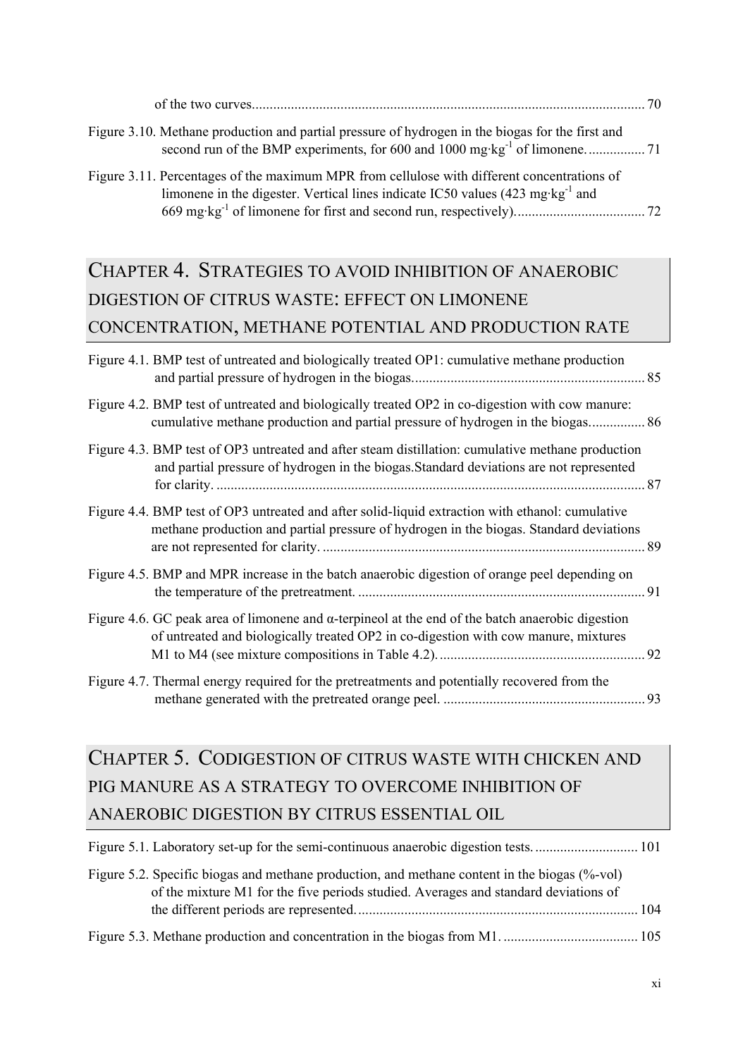of the two curves....................................................................................................... 70

Figure 3.10. Methane production and partial pressure of hydrogen in the biogas for the first and second run of the BMP experiments, for 600 and 1000 mg·kg$^{-1}$ of limonene. ................ 71

Figure 3.11. Percentages of the maximum MPR from cellulose with different concentrations of limonene in the digester. Vertical lines indicate IC50 values (423 mg·kg$^{-1}$ and 669 mg·kg$^{-1}$ of limonene for first and second run, respectively). .................................... 72

## CHAPTER 4. STRATEGIES TO AVOID INHIBITION OF ANAEROBIC DIGESTION OF CITRUS WASTE: EFFECT ON LIMONENE CONCENTRATION, METHANE POTENTIAL AND PRODUCTION RATE

Figure 4.1. BMP test of untreated and biologically treated OP1: cumulative methane production and partial pressure of hydrogen in the biogas................................................................. 85

Figure 4.2. BMP test of untreated and biologically treated OP2 in co-digestion with cow manure: cumulative methane production and partial pressure of hydrogen in the biogas................ 86

Figure 4.3. BMP test of OP3 untreated and after steam distillation: cumulative methane production and partial pressure of hydrogen in the biogas.Standard deviations are not represented for clarity. ......................................................................................................... 87

Figure 4.4. BMP test of OP3 untreated and after solid-liquid extraction with ethanol: cumulative methane production and partial pressure of hydrogen in the biogas. Standard deviations are not represented for clarity. ........................................................................................... 89

Figure 4.5. BMP and MPR increase in the batch anaerobic digestion of orange peel depending on the temperature of the pretreatment. ................................................................................. 91

Figure 4.6. GC peak area of limonene and α-terpineol at the end of the batch anaerobic digestion of untreated and biologically treated OP2 in co-digestion with cow manure, mixtures M1 to M4 (see mixture compositions in Table 4.2). .......................................................... 92

Figure 4.7. Thermal energy required for the pretreatments and potentially recovered from the methane generated with the pretreated orange peel. ......................................................... 93

## CHAPTER 5. CODIGESTION OF CITRUS WASTE WITH CHICKEN AND PIG MANURE AS A STRATEGY TO OVERCOME INHIBITION OF ANAEROBIC DIGESTION BY CITRUS ESSENTIAL OIL

Figure 5.1. Laboratory set-up for the semi-continuous anaerobic digestion tests. ............................ 101

Figure 5.2. Specific biogas and methane production, and methane content in the biogas (%-vol) of the mixture M1 for the five periods studied. Averages and standard deviations of the different periods are represented. .............................................................................. 104

Figure 5.3. Methane production and concentration in the biogas from M1. ..................................... 105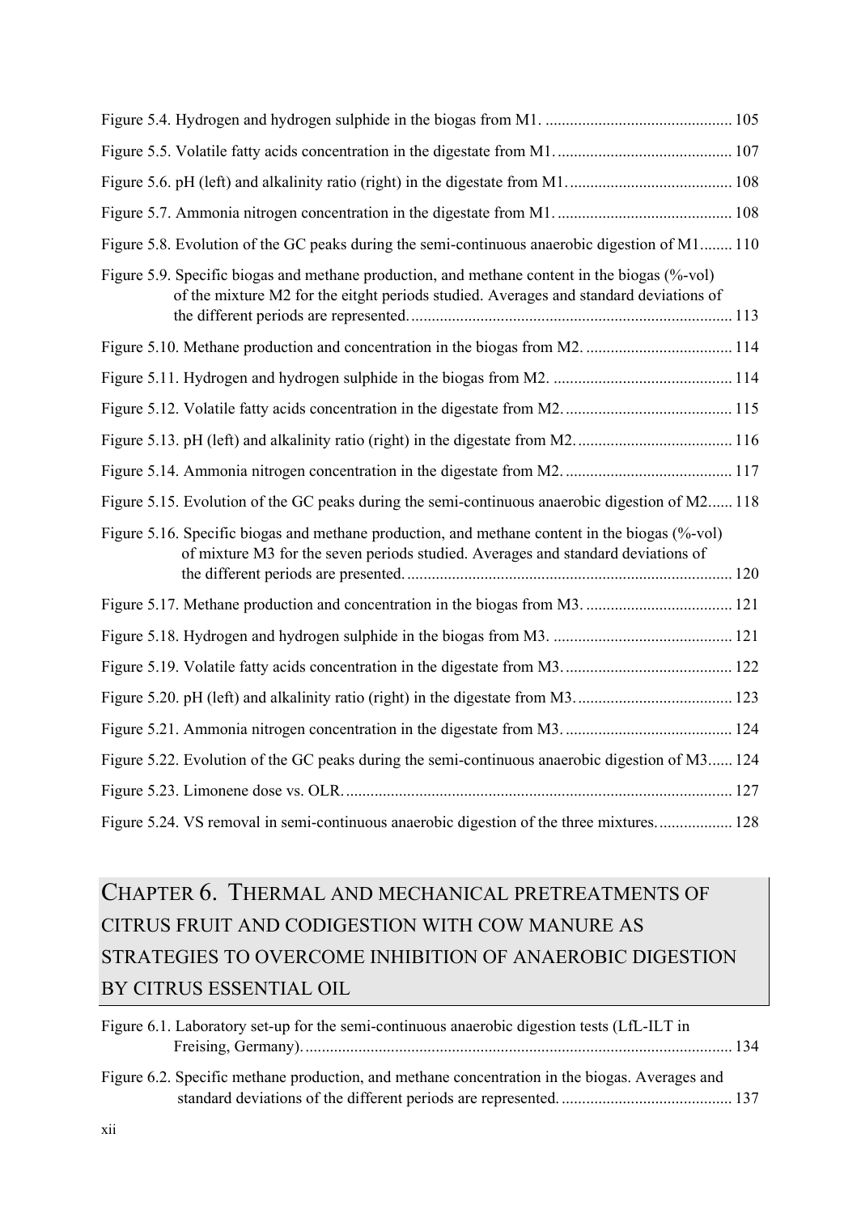Figure 5.4. Hydrogen and hydrogen sulphide in the biogas from M1. .............................................. 105

Figure 5.5. Volatile fatty acids concentration in the digestate from M1. ........................................... 107

Figure 5.6. pH (left) and alkalinity ratio (right) in the digestate from M1. ........................................ 108

Figure 5.7. Ammonia nitrogen concentration in the digestate from M1. ........................................... 108

Figure 5.8. Evolution of the GC peaks during the semi-continuous anaerobic digestion of M1........ 110

Figure 5.9. Specific biogas and methane production, and methane content in the biogas (%-vol) of the mixture M2 for the eitght periods studied. Averages and standard deviations of the different periods are represented. ............................................................................... 113

Figure 5.10. Methane production and concentration in the biogas from M2. .................................... 114

Figure 5.11. Hydrogen and hydrogen sulphide in the biogas from M2. ............................................ 114

Figure 5.12. Volatile fatty acids concentration in the digestate from M2. ......................................... 115

Figure 5.13. pH (left) and alkalinity ratio (right) in the digestate from M2. ...................................... 116

Figure 5.14. Ammonia nitrogen concentration in the digestate from M2. ......................................... 117

Figure 5.15. Evolution of the GC peaks during the semi-continuous anaerobic digestion of M2...... 118

Figure 5.16. Specific biogas and methane production, and methane content in the biogas (%-vol) of mixture M3 for the seven periods studied. Averages and standard deviations of the different periods are presented. ................................................................................ 120

Figure 5.17. Methane production and concentration in the biogas from M3. .................................... 121

Figure 5.18. Hydrogen and hydrogen sulphide in the biogas from M3. ............................................ 121

Figure 5.19. Volatile fatty acids concentration in the digestate from M3. ......................................... 122

Figure 5.20. pH (left) and alkalinity ratio (right) in the digestate from M3. ...................................... 123

Figure 5.21. Ammonia nitrogen concentration in the digestate from M3. ......................................... 124

Figure 5.22. Evolution of the GC peaks during the semi-continuous anaerobic digestion of M3...... 124

Figure 5.23. Limonene dose vs. OLR. .............................................................................................. 127

Figure 5.24. VS removal in semi-continuous anaerobic digestion of the three mixtures. .................. 128

## CHAPTER 6. THERMAL AND MECHANICAL PRETREATMENTS OF CITRUS FRUIT AND CODIGESTION WITH COW MANURE AS STRATEGIES TO OVERCOME INHIBITION OF ANAEROBIC DIGESTION BY CITRUS ESSENTIAL OIL

Figure 6.1. Laboratory set-up for the semi-continuous anaerobic digestion tests (LfL-ILT in Freising, Germany). ........................................................................................................ 134

Figure 6.2. Specific methane production, and methane concentration in the biogas. Averages and standard deviations of the different periods are represented. .......................................... 137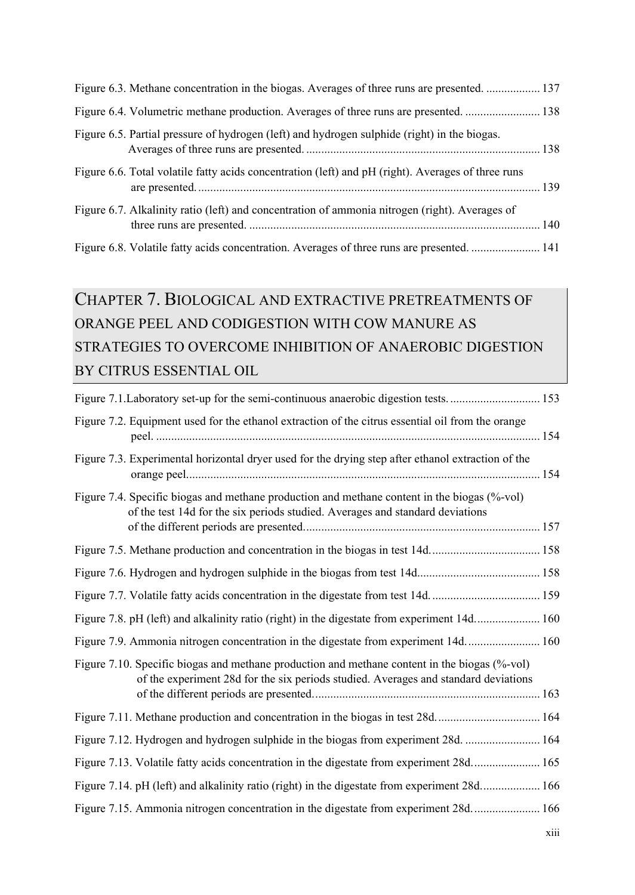Figure 6.3. Methane concentration in the biogas. Averages of three runs are presented. .................. 137

Figure 6.4. Volumetric methane production. Averages of three runs are presented. ......................... 138

Figure 6.5. Partial pressure of hydrogen (left) and hydrogen sulphide (right) in the biogas. Averages of three runs are presented. ............................................................................. 138

Figure 6.6. Total volatile fatty acids concentration (left) and pH (right). Averages of three runs are presented. ................................................................................................................. 139

Figure 6.7. Alkalinity ratio (left) and concentration of ammonia nitrogen (right). Averages of three runs are presented. ................................................................................................ 140

Figure 6.8. Volatile fatty acids concentration. Averages of three runs are presented. ....................... 141

## CHAPTER 7. BIOLOGICAL AND EXTRACTIVE PRETREATMENTS OF ORANGE PEEL AND CODIGESTION WITH COW MANURE AS STRATEGIES TO OVERCOME INHIBITION OF ANAEROBIC DIGESTION BY CITRUS ESSENTIAL OIL

Figure 7.1.Laboratory set-up for the semi-continuous anaerobic digestion tests. .............................. 153

Figure 7.2. Equipment used for the ethanol extraction of the citrus essential oil from the orange peel. ............................................................................................................................... 154

Figure 7.3. Experimental horizontal dryer used for the drying step after ethanol extraction of the orange peel.................................................................................................................... 154

Figure 7.4. Specific biogas and methane production and methane content in the biogas (%-vol) of the test 14d for the six periods studied. Averages and standard deviations of the different periods are presented.............................................................................. 157

Figure 7.5. Methane production and concentration in the biogas in test 14d.................................... 158

Figure 7.6. Hydrogen and hydrogen sulphide in the biogas from test 14d......................................... 158

Figure 7.7. Volatile fatty acids concentration in the digestate from test 14d. .................................... 159

Figure 7.8. pH (left) and alkalinity ratio (right) in the digestate from experiment 14d...................... 160

Figure 7.9. Ammonia nitrogen concentration in the digestate from experiment 14d......................... 160

Figure 7.10. Specific biogas and methane production and methane content in the biogas (%-vol) of the experiment 28d for the six periods studied. Averages and standard deviations of the different periods are presented........................................................................... 163

Figure 7.11. Methane production and concentration in the biogas in test 28d.................................. 164

Figure 7.12. Hydrogen and hydrogen sulphide in the biogas from experiment 28d. ......................... 164

Figure 7.13. Volatile fatty acids concentration in the digestate from experiment 28d....................... 165

Figure 7.14. pH (left) and alkalinity ratio (right) in the digestate from experiment 28d.................... 166

Figure 7.15. Ammonia nitrogen concentration in the digestate from experiment 28d....................... 166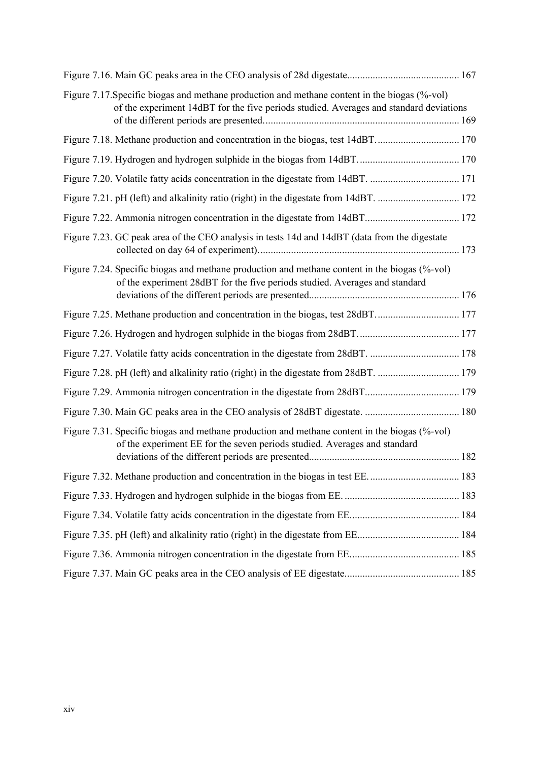Figure 7.16. Main GC peaks area in the CEO analysis of 28d digestate. 167

Figure 7.17. Specific biogas and methane production and methane content in the biogas (%-vol) of the experiment 14dBT for the five periods studied. Averages and standard deviations of the different periods are presented. 169

Figure 7.18. Methane production and concentration in the biogas, test 14dBT. 170

Figure 7.19. Hydrogen and hydrogen sulphide in the biogas from 14dBT. 170

Figure 7.20. Volatile fatty acids concentration in the digestate from 14dBT. 171

Figure 7.21. pH (left) and alkalinity ratio (right) in the digestate from 14dBT. 172

Figure 7.22. Ammonia nitrogen concentration in the digestate from 14dBT. 172

Figure 7.23. GC peak area of the CEO analysis in tests 14d and 14dBT (data from the digestate collected on day 64 of experiment). 173

Figure 7.24. Specific biogas and methane production and methane content in the biogas (%-vol) of the experiment 28dBT for the five periods studied. Averages and standard deviations of the different periods are presented. 176

Figure 7.25. Methane production and concentration in the biogas, test 28dBT. 177

Figure 7.26. Hydrogen and hydrogen sulphide in the biogas from 28dBT. 177

Figure 7.27. Volatile fatty acids concentration in the digestate from 28dBT. 178

Figure 7.28. pH (left) and alkalinity ratio (right) in the digestate from 28dBT. 179

Figure 7.29. Ammonia nitrogen concentration in the digestate from 28dBT. 179

Figure 7.30. Main GC peaks area in the CEO analysis of 28dBT digestate. 180

Figure 7.31. Specific biogas and methane production and methane content in the biogas (%-vol) of the experiment EE for the seven periods studied. Averages and standard deviations of the different periods are presented. 182

Figure 7.32. Methane production and concentration in the biogas in test EE. 183

Figure 7.33. Hydrogen and hydrogen sulphide in the biogas from EE. 183

Figure 7.34. Volatile fatty acids concentration in the digestate from EE. 184

Figure 7.35. pH (left) and alkalinity ratio (right) in the digestate from EE. 184

Figure 7.36. Ammonia nitrogen concentration in the digestate from EE. 185

Figure 7.37. Main GC peaks area in the CEO analysis of EE digestate. 185